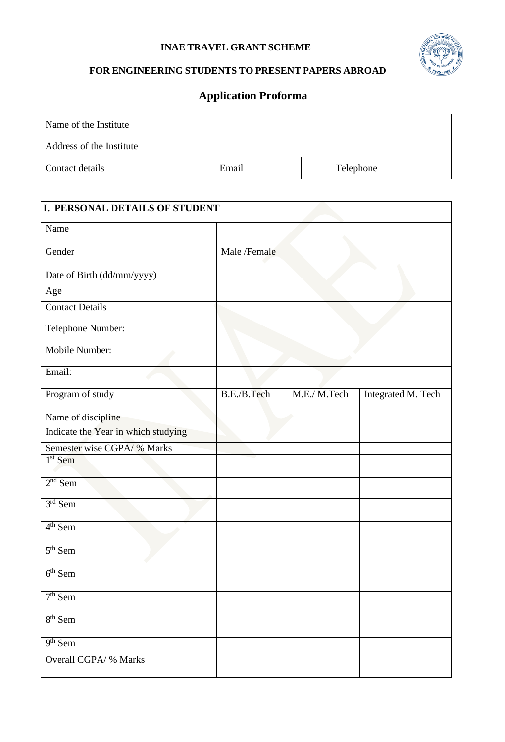**INAE TRAVEL GRANT SCHEME**

**FOR ENGINEERING STUDENTS TO PRESENT PAPERS ABROAD**

## Application Proforma

| Name of the Institute | | |
|---|---|---|
| Address of the Institute | | |
| Contact details | Email | Telephone |

| **I. PERSONAL DETAILS OF STUDENT** | | | |
|---|---|---|---|
| Name | | | |
| Gender | Male /Female | | |
| Date of Birth (dd/mm/yyyy) | | | |
| Age | | | |
| Contact Details | | | |
| Telephone Number: | | | |
| Mobile Number: | | | |
| Email: | | | |
| Program of study | B.E./B.Tech | M.E./ M.Tech | Integrated M. Tech |
| Name of discipline | | | |
| Indicate the Year in which studying | | | |
| Semester wise CGPA/ % Marks | | | |
| 1st Sem | | | |
| 2nd Sem | | | |
| 3rd Sem | | | |
| 4th Sem | | | |
| 5th Sem | | | |
| 6th Sem | | | |
| 7th Sem | | | |
| 8th Sem | | | |
| 9th Sem | | | |
| Overall CGPA/ % Marks | | | |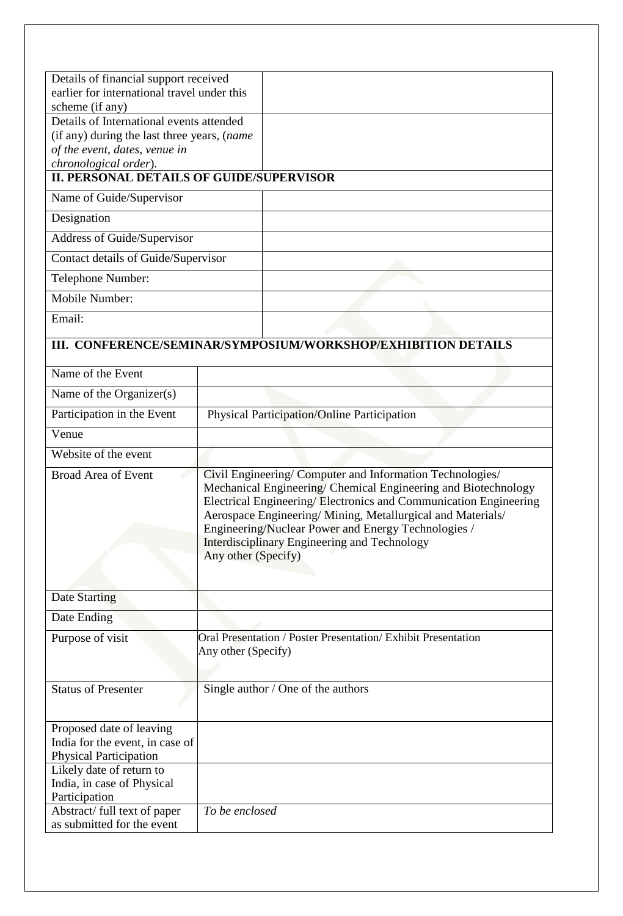| Details of financial support received earlier for international travel under this scheme (if any) | |
|---|---|
| Details of International events attended (if any) during the last three years, (*name of the event, dates, venue in chronological order*). | |

**II. PERSONAL DETAILS OF GUIDE/SUPERVISOR**

| Name of Guide/Supervisor | |
|---|---|
| Designation | |
| Address of Guide/Supervisor | |
| Contact details of Guide/Supervisor | |
| Telephone Number: | |
| Mobile Number: | |
| Email: | |

**III. CONFERENCE/SEMINAR/SYMPOSIUM/WORKSHOP/EXHIBITION DETAILS**

| Name of the Event | |
|---|---|
| Name of the Organizer(s) | |
| Participation in the Event | Physical Participation/Online Participation |
| Venue | |
| Website of the event | |
| Broad Area of Event | Civil Engineering/ Computer and Information Technologies/ Mechanical Engineering/ Chemical Engineering and Biotechnology Electrical Engineering/ Electronics and Communication Engineering Aerospace Engineering/ Mining, Metallurgical and Materials/ Engineering/Nuclear Power and Energy Technologies / Interdisciplinary Engineering and Technology Any other (Specify) |
| Date Starting | |
| Date Ending | |
| Purpose of visit | Oral Presentation / Poster Presentation/ Exhibit Presentation Any other (Specify) |
| Status of Presenter | Single author / One of the authors |
| Proposed date of leaving India for the event, in case of Physical Participation | |
| Likely date of return to India, in case of Physical Participation | |
| Abstract/ full text of paper as submitted for the event | *To be enclosed* |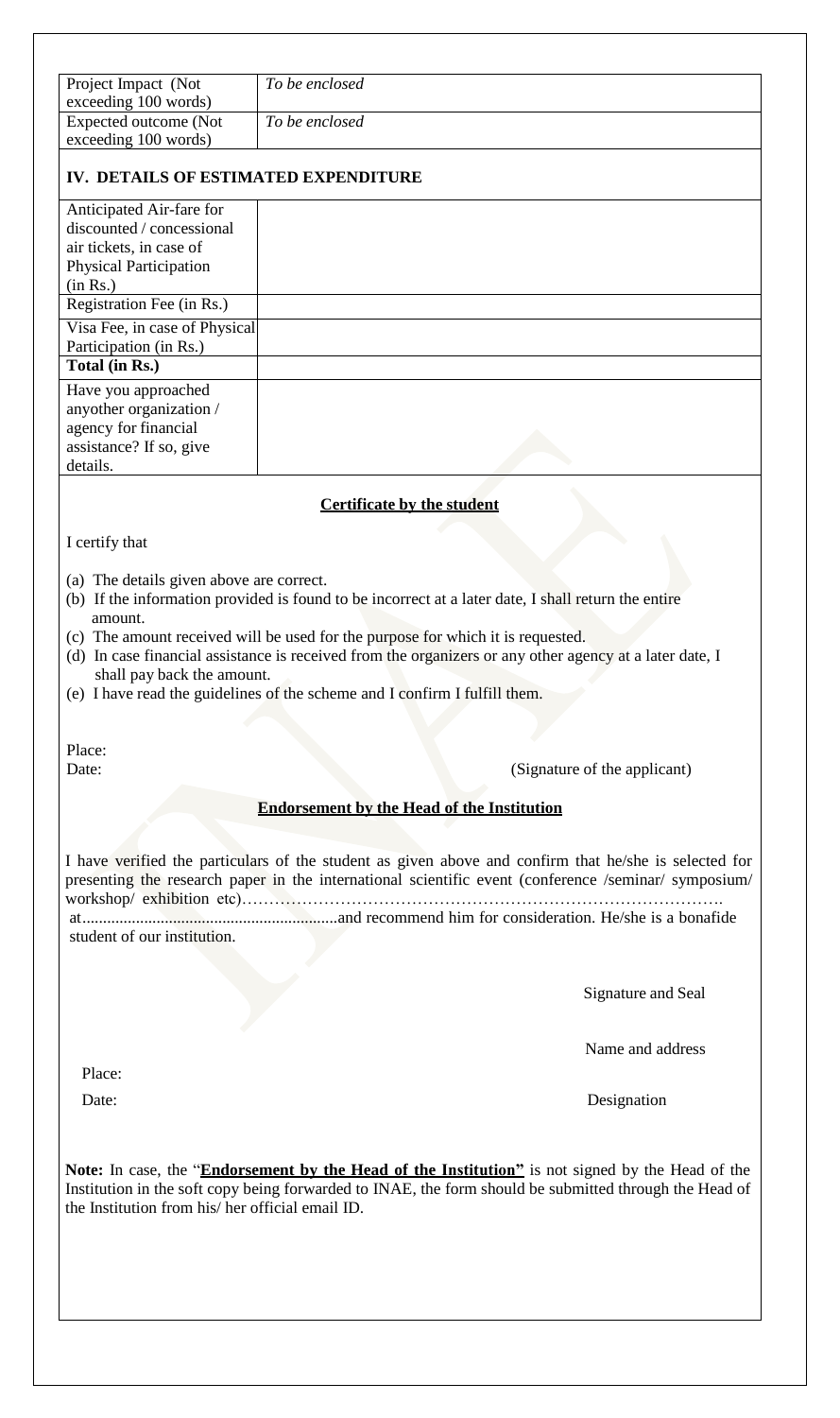| Project Impact (Not exceeding 100 words) | *To be enclosed* |
|---|---|
| Expected outcome (Not exceeding 100 words) | *To be enclosed* |

## IV. DETAILS OF ESTIMATED EXPENDITURE

| | |
|---|---|
| Anticipated Air-fare for discounted / concessional air tickets, in case of Physical Participation (in Rs.) | |
| Registration Fee (in Rs.) | |
| Visa Fee, in case of Physical Participation (in Rs.) | |
| **Total (in Rs.)** | |
| Have you approached anyother organization / agency for financial assistance? If so, give details. | |

**<u>Certificate by the student</u>**

I certify that

(a) The details given above are correct.
(b) If the information provided is found to be incorrect at a later date, I shall return the entire amount.
(c) The amount received will be used for the purpose for which it is requested.
(d) In case financial assistance is received from the organizers or any other agency at a later date, I shall pay back the amount.
(e) I have read the guidelines of the scheme and I confirm I fulfill them.

Place:

Date: (Signature of the applicant)

**<u>Endorsement by the Head of the Institution</u>**

I have verified the particulars of the student as given above and confirm that he/she is selected for presenting the research paper in the international scientific event (conference /seminar/ symposium/ workshop/ exhibition etc)…………………………………………………………………………….
at.............................................................and recommend him for consideration. He/she is a bonafide student of our institution.

Signature and Seal

Name and address

Place:

Date: Designation

**Note:** In case, the "**<u>Endorsement by the Head of the Institution</u>**" is not signed by the Head of the Institution in the soft copy being forwarded to INAE, the form should be submitted through the Head of the Institution from his/ her official email ID.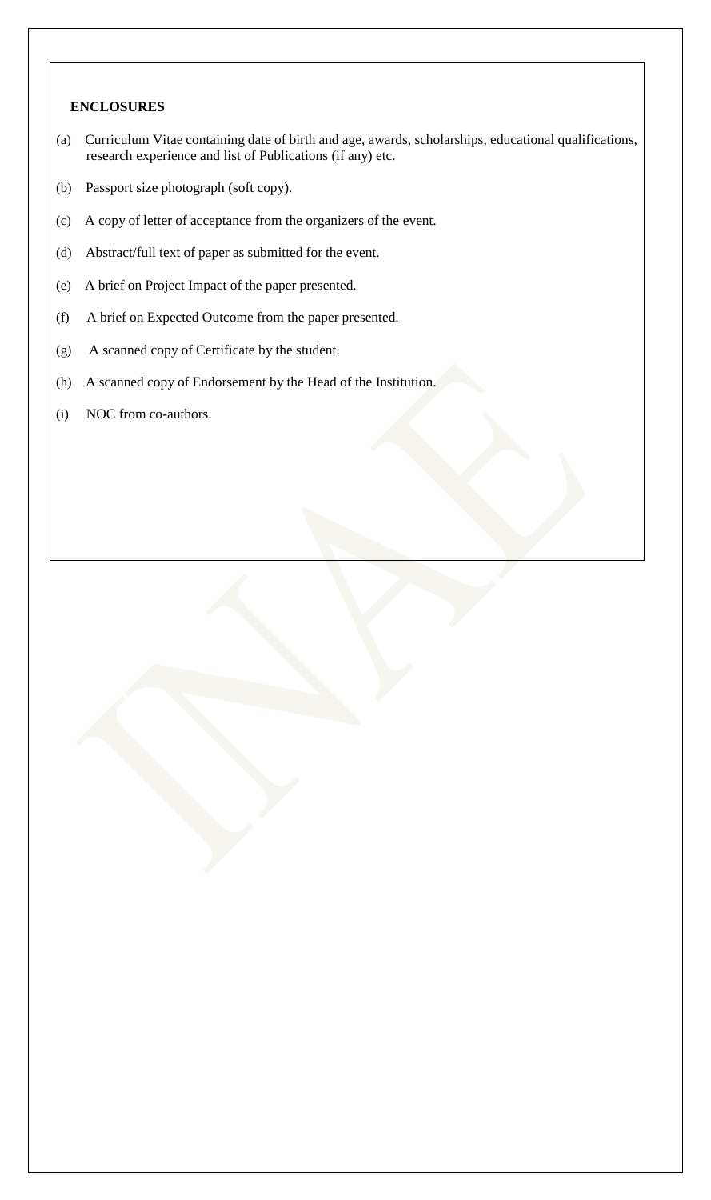**ENCLOSURES**

(a) Curriculum Vitae containing date of birth and age, awards, scholarships, educational qualifications, research experience and list of Publications (if any) etc.

(b) Passport size photograph (soft copy).

(c) A copy of letter of acceptance from the organizers of the event.

(d) Abstract/full text of paper as submitted for the event.

(e) A brief on Project Impact of the paper presented.

(f) A brief on Expected Outcome from the paper presented.

(g) A scanned copy of Certificate by the student.

(h) A scanned copy of Endorsement by the Head of the Institution.

(i) NOC from co-authors.